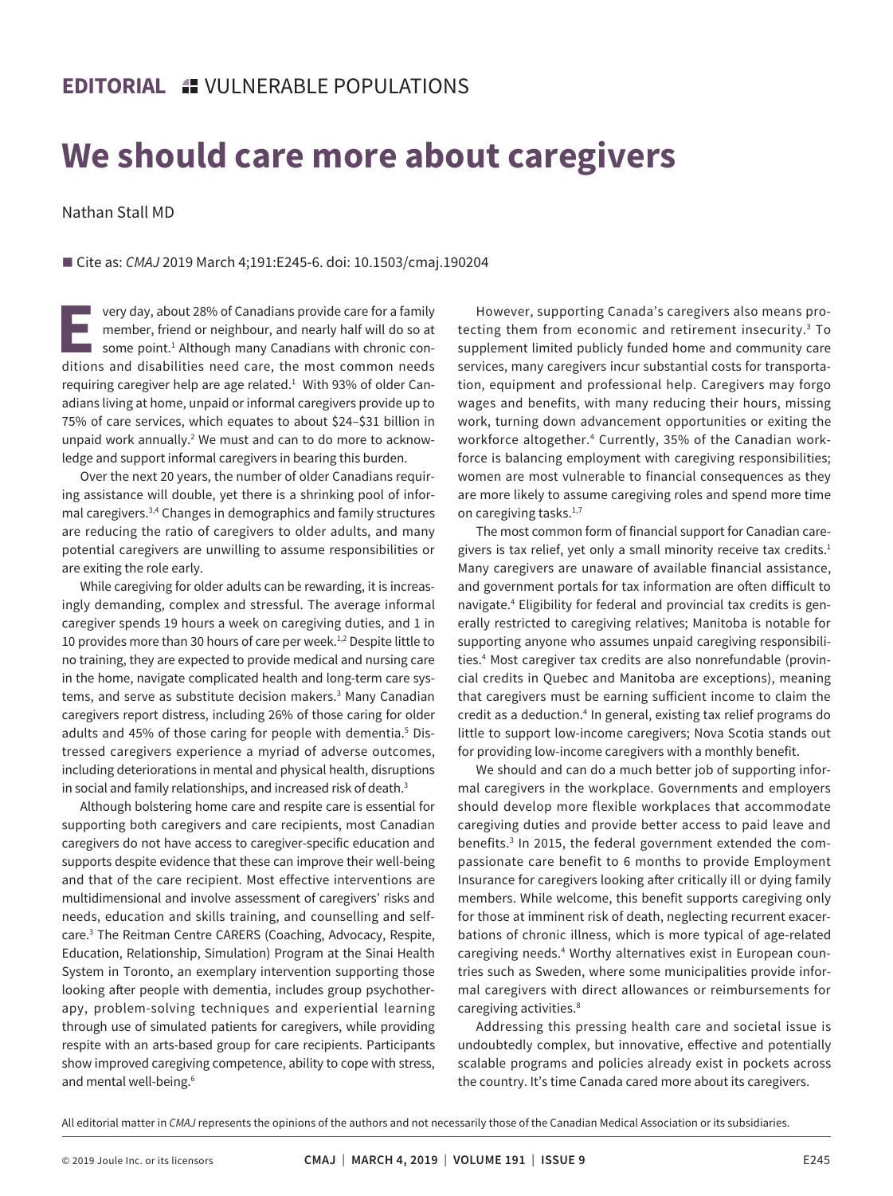**EDITORIAL** VULNERABLE POPULATIONS

# We should care more about caregivers

Nathan Stall MD

Cite as: *CMAJ* 2019 March 4;191:E245-6. doi: 10.1503/cmaj.190204

Every day, about 28% of Canadians provide care for a family member, friend or neighbour, and nearly half will do so at some point.[1] Although many Canadians with chronic conditions and disabilities need care, the most common needs requiring caregiver help are age related.[1] With 93% of older Canadians living at home, unpaid or informal caregivers provide up to 75% of care services, which equates to about $24–$31 billion in unpaid work annually.[2] We must and can to do more to acknowledge and support informal caregivers in bearing this burden.

Over the next 20 years, the number of older Canadians requiring assistance will double, yet there is a shrinking pool of informal caregivers.[3,4] Changes in demographics and family structures are reducing the ratio of caregivers to older adults, and many potential caregivers are unwilling to assume responsibilities or are exiting the role early.

While caregiving for older adults can be rewarding, it is increasingly demanding, complex and stressful. The average informal caregiver spends 19 hours a week on caregiving duties, and 1 in 10 provides more than 30 hours of care per week.[1,2] Despite little to no training, they are expected to provide medical and nursing care in the home, navigate complicated health and long-term care systems, and serve as substitute decision makers.[3] Many Canadian caregivers report distress, including 26% of those caring for older adults and 45% of those caring for people with dementia.[5] Distressed caregivers experience a myriad of adverse outcomes, including deteriorations in mental and physical health, disruptions in social and family relationships, and increased risk of death.[3]

Although bolstering home care and respite care is essential for supporting both caregivers and care recipients, most Canadian caregivers do not have access to caregiver-specific education and supports despite evidence that these can improve their well-being and that of the care recipient. Most effective interventions are multidimensional and involve assessment of caregivers' risks and needs, education and skills training, and counselling and self-care.[3] The Reitman Centre CARERS (Coaching, Advocacy, Respite, Education, Relationship, Simulation) Program at the Sinai Health System in Toronto, an exemplary intervention supporting those looking after people with dementia, includes group psychotherapy, problem-solving techniques and experiential learning through use of simulated patients for caregivers, while providing respite with an arts-based group for care recipients. Participants show improved caregiving competence, ability to cope with stress, and mental well-being.[6]

However, supporting Canada's caregivers also means protecting them from economic and retirement insecurity.[3] To supplement limited publicly funded home and community care services, many caregivers incur substantial costs for transportation, equipment and professional help. Caregivers may forgo wages and benefits, with many reducing their hours, missing work, turning down advancement opportunities or exiting the workforce altogether.[4] Currently, 35% of the Canadian workforce is balancing employment with caregiving responsibilities; women are most vulnerable to financial consequences as they are more likely to assume caregiving roles and spend more time on caregiving tasks.[1,7]

The most common form of financial support for Canadian caregivers is tax relief, yet only a small minority receive tax credits.[1] Many caregivers are unaware of available financial assistance, and government portals for tax information are often difficult to navigate.[4] Eligibility for federal and provincial tax credits is generally restricted to caregiving relatives; Manitoba is notable for supporting anyone who assumes unpaid caregiving responsibilities.[4] Most caregiver tax credits are also nonrefundable (provincial credits in Quebec and Manitoba are exceptions), meaning that caregivers must be earning sufficient income to claim the credit as a deduction.[4] In general, existing tax relief programs do little to support low-income caregivers; Nova Scotia stands out for providing low-income caregivers with a monthly benefit.

We should and can do a much better job of supporting informal caregivers in the workplace. Governments and employers should develop more flexible workplaces that accommodate caregiving duties and provide better access to paid leave and benefits.[3] In 2015, the federal government extended the compassionate care benefit to 6 months to provide Employment Insurance for caregivers looking after critically ill or dying family members. While welcome, this benefit supports caregiving only for those at imminent risk of death, neglecting recurrent exacerbations of chronic illness, which is more typical of age-related caregiving needs.[4] Worthy alternatives exist in European countries such as Sweden, where some municipalities provide informal caregivers with direct allowances or reimbursements for caregiving activities.[8]

Addressing this pressing health care and societal issue is undoubtedly complex, but innovative, effective and potentially scalable programs and policies already exist in pockets across the country. It's time Canada cared more about its caregivers.

All editorial matter in *CMAJ* represents the opinions of the authors and not necessarily those of the Canadian Medical Association or its subsidiaries.

© 2019 Joule Inc. or its licensors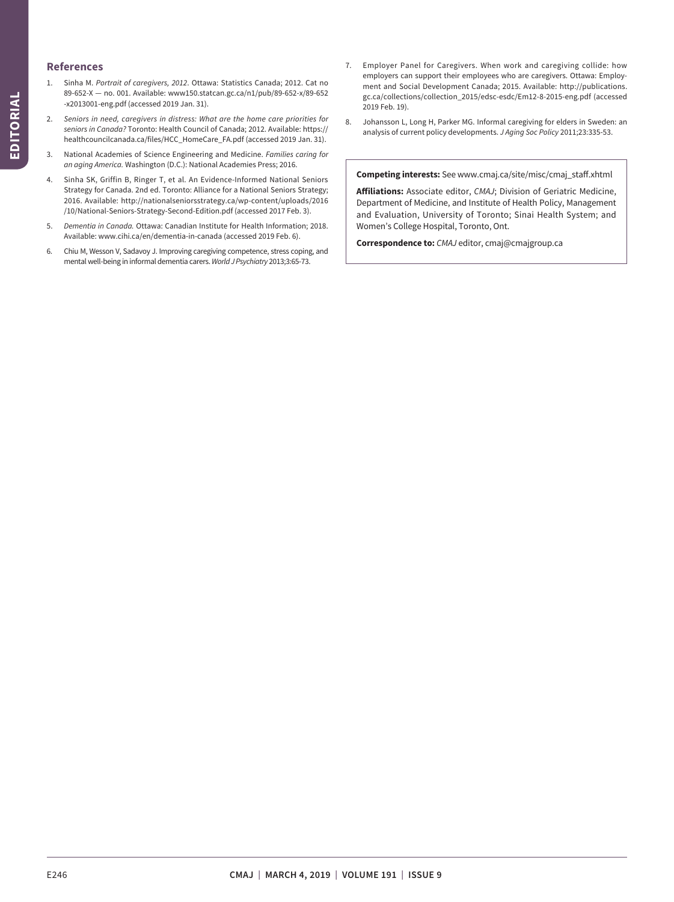## References

1. Sinha M. *Portrait of caregivers, 2012*. Ottawa: Statistics Canada; 2012. Cat no 89-652-X — no. 001. Available: www150.statcan.gc.ca/n1/pub/89-652-x/89-652-x2013001-eng.pdf (accessed 2019 Jan. 31).
2. *Seniors in need, caregivers in distress: What are the home care priorities for seniors in Canada?* Toronto: Health Council of Canada; 2012. Available: https://healthcouncilcanada.ca/files/HCC_HomeCare_FA.pdf (accessed 2019 Jan. 31).
3. National Academies of Science Engineering and Medicine. *Families caring for an aging America.* Washington (D.C.): National Academies Press; 2016.
4. Sinha SK, Griffin B, Ringer T, et al. An Evidence-Informed National Seniors Strategy for Canada. 2nd ed. Toronto: Alliance for a National Seniors Strategy; 2016. Available: http://nationalseniorsstrategy.ca/wp-content/uploads/2016/10/National-Seniors-Strategy-Second-Edition.pdf (accessed 2017 Feb. 3).
5. *Dementia in Canada.* Ottawa: Canadian Institute for Health Information; 2018. Available: www.cihi.ca/en/dementia-in-canada (accessed 2019 Feb. 6).
6. Chiu M, Wesson V, Sadavoy J. Improving caregiving competence, stress coping, and mental well-being in informal dementia carers. *World J Psychiatry* 2013;3:65-73.
7. Employer Panel for Caregivers. When work and caregiving collide: how employers can support their employees who are caregivers. Ottawa: Employment and Social Development Canada; 2015. Available: http://publications.gc.ca/collections/collection_2015/edsc-esdc/Em12-8-2015-eng.pdf (accessed 2019 Feb. 19).
8. Johansson L, Long H, Parker MG. Informal caregiving for elders in Sweden: an analysis of current policy developments. *J Aging Soc Policy* 2011;23:335-53.

**Competing interests:** See www.cmaj.ca/site/misc/cmaj_staff.xhtml

**Affiliations:** Associate editor, *CMAJ*; Division of Geriatric Medicine, Department of Medicine, and Institute of Health Policy, Management and Evaluation, University of Toronto; Sinai Health System; and Women's College Hospital, Toronto, Ont.

**Correspondence to:** *CMAJ* editor, cmaj@cmajgroup.ca